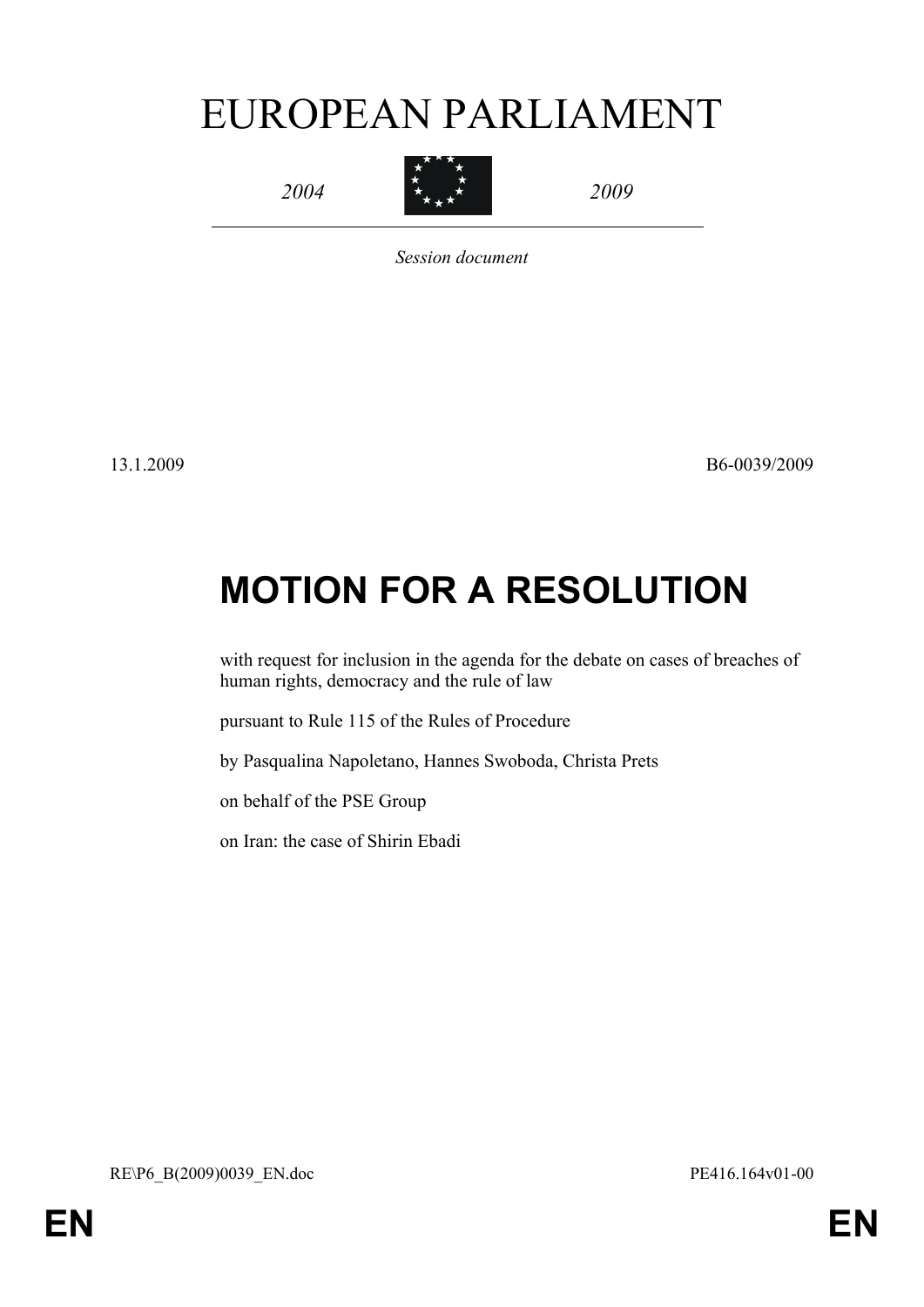# EUROPEAN PARLIAMENT

*2004* *2009*

*Session document*

13.1.2009 B6-0039/2009

# MOTION FOR A RESOLUTION

with request for inclusion in the agenda for the debate on cases of breaches of human rights, democracy and the rule of law

pursuant to Rule 115 of the Rules of Procedure

by Pasqualina Napoletano, Hannes Swoboda, Christa Prets

on behalf of the PSE Group

on Iran: the case of Shirin Ebadi

RE\P6_B(2009)0039_EN.doc PE416.164v01-00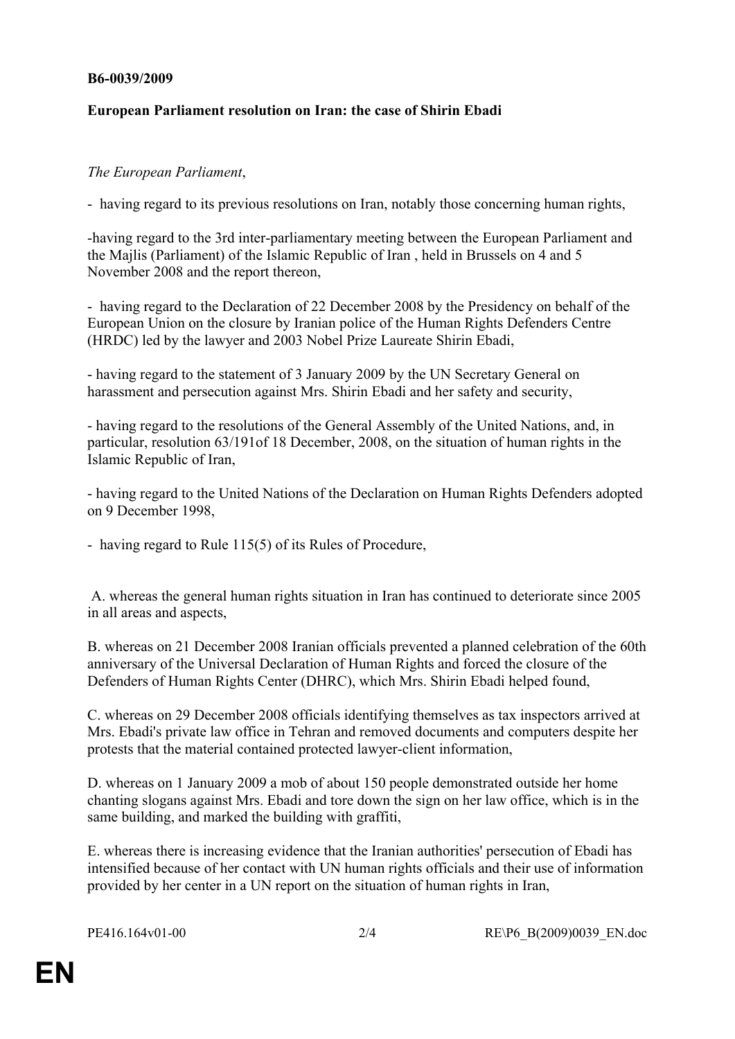**B6-0039/2009**

**European Parliament resolution on Iran: the case of Shirin Ebadi**

*The European Parliament*,

- having regard to its previous resolutions on Iran, notably those concerning human rights,

-having regard to the 3rd inter-parliamentary meeting between the European Parliament and the Majlis (Parliament) of the Islamic Republic of Iran , held in Brussels on 4 and 5 November 2008 and the report thereon,

- having regard to the Declaration of 22 December 2008 by the Presidency on behalf of the European Union on the closure by Iranian police of the Human Rights Defenders Centre (HRDC) led by the lawyer and 2003 Nobel Prize Laureate Shirin Ebadi,

- having regard to the statement of 3 January 2009 by the UN Secretary General on harassment and persecution against Mrs. Shirin Ebadi and her safety and security,

- having regard to the resolutions of the General Assembly of the United Nations, and, in particular, resolution 63/191of 18 December, 2008, on the situation of human rights in the Islamic Republic of Iran,

- having regard to the United Nations of the Declaration on Human Rights Defenders adopted on 9 December 1998,

- having regard to Rule 115(5) of its Rules of Procedure,

A. whereas the general human rights situation in Iran has continued to deteriorate since 2005 in all areas and aspects,

B. whereas on 21 December 2008 Iranian officials prevented a planned celebration of the 60th anniversary of the Universal Declaration of Human Rights and forced the closure of the Defenders of Human Rights Center (DHRC), which Mrs. Shirin Ebadi helped found,

C. whereas on 29 December 2008 officials identifying themselves as tax inspectors arrived at Mrs. Ebadi's private law office in Tehran and removed documents and computers despite her protests that the material contained protected lawyer-client information,

D. whereas on 1 January 2009 a mob of about 150 people demonstrated outside her home chanting slogans against Mrs. Ebadi and tore down the sign on her law office, which is in the same building, and marked the building with graffiti,

E. whereas there is increasing evidence that the Iranian authorities' persecution of Ebadi has intensified because of her contact with UN human rights officials and their use of information provided by her center in a UN report on the situation of human rights in Iran,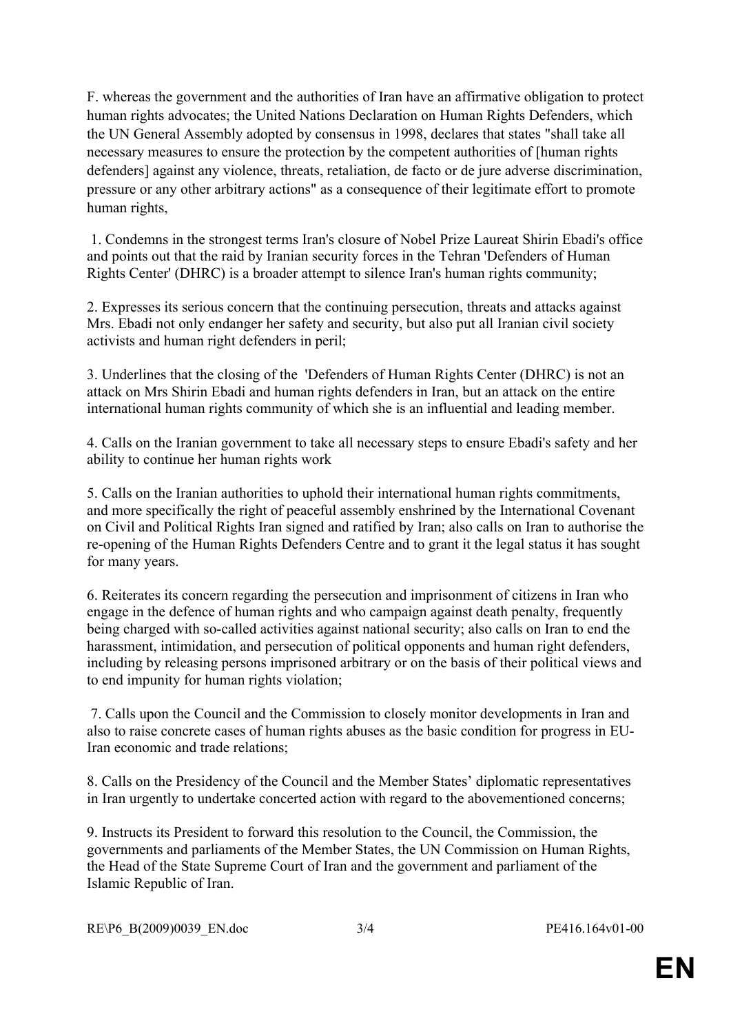F. whereas the government and the authorities of Iran have an affirmative obligation to protect human rights advocates; the United Nations Declaration on Human Rights Defenders, which the UN General Assembly adopted by consensus in 1998, declares that states "shall take all necessary measures to ensure the protection by the competent authorities of [human rights defenders] against any violence, threats, retaliation, de facto or de jure adverse discrimination, pressure or any other arbitrary actions" as a consequence of their legitimate effort to promote human rights,

1. Condemns in the strongest terms Iran's closure of Nobel Prize Laureat Shirin Ebadi's office and points out that the raid by Iranian security forces in the Tehran 'Defenders of Human Rights Center' (DHRC) is a broader attempt to silence Iran's human rights community;

2. Expresses its serious concern that the continuing persecution, threats and attacks against Mrs. Ebadi not only endanger her safety and security, but also put all Iranian civil society activists and human right defenders in peril;

3. Underlines that the closing of the 'Defenders of Human Rights Center (DHRC) is not an attack on Mrs Shirin Ebadi and human rights defenders in Iran, but an attack on the entire international human rights community of which she is an influential and leading member.

4. Calls on the Iranian government to take all necessary steps to ensure Ebadi's safety and her ability to continue her human rights work

5. Calls on the Iranian authorities to uphold their international human rights commitments, and more specifically the right of peaceful assembly enshrined by the International Covenant on Civil and Political Rights Iran signed and ratified by Iran; also calls on Iran to authorise the re-opening of the Human Rights Defenders Centre and to grant it the legal status it has sought for many years.

6. Reiterates its concern regarding the persecution and imprisonment of citizens in Iran who engage in the defence of human rights and who campaign against death penalty, frequently being charged with so-called activities against national security; also calls on Iran to end the harassment, intimidation, and persecution of political opponents and human right defenders, including by releasing persons imprisoned arbitrary or on the basis of their political views and to end impunity for human rights violation;

7. Calls upon the Council and the Commission to closely monitor developments in Iran and also to raise concrete cases of human rights abuses as the basic condition for progress in EU-Iran economic and trade relations;

8. Calls on the Presidency of the Council and the Member States' diplomatic representatives in Iran urgently to undertake concerted action with regard to the abovementioned concerns;

9. Instructs its President to forward this resolution to the Council, the Commission, the governments and parliaments of the Member States, the UN Commission on Human Rights, the Head of the State Supreme Court of Iran and the government and parliament of the Islamic Republic of Iran.